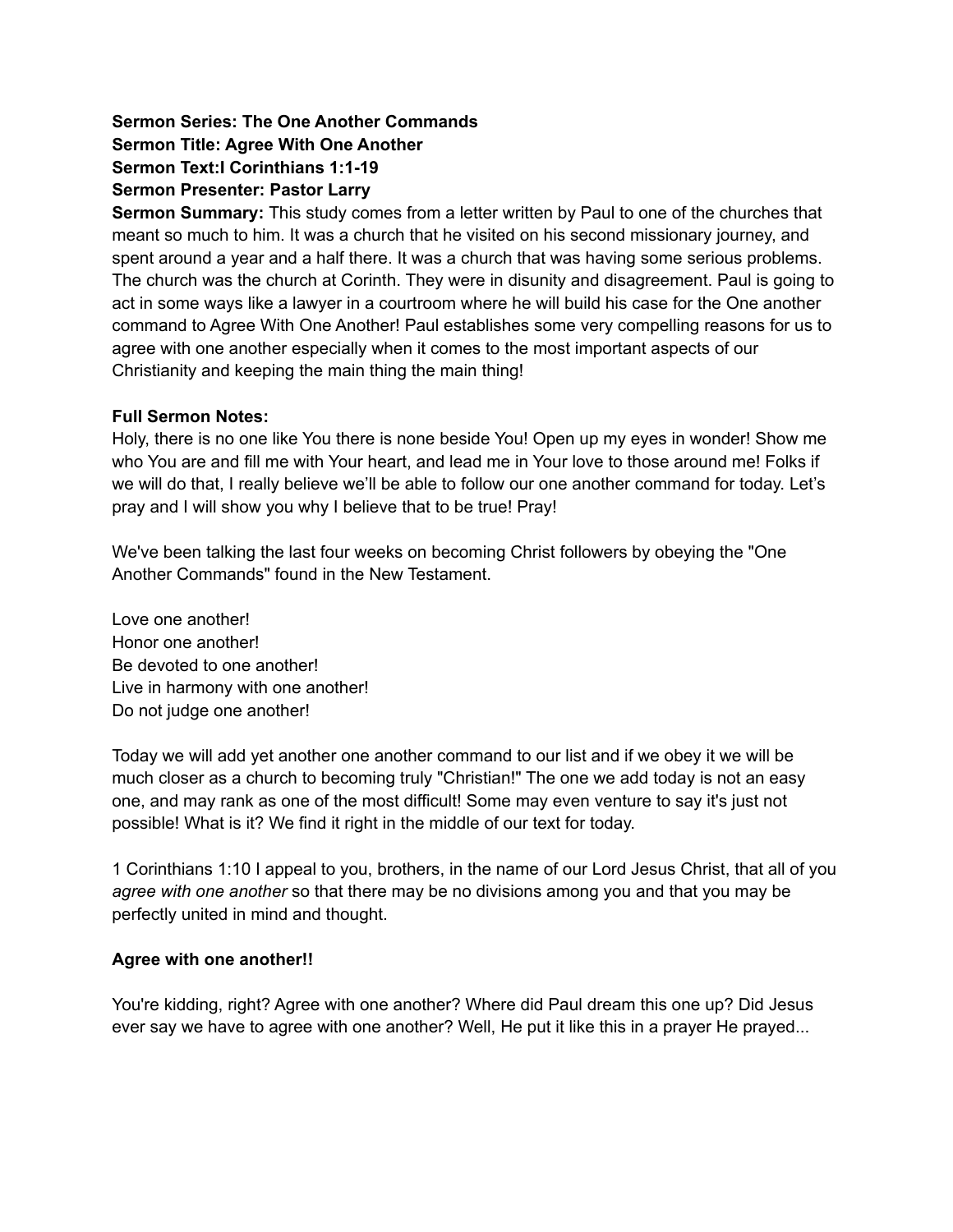**Sermon Series: The One Another Commands**
**Sermon Title: Agree With One Another**
**Sermon Text:I Corinthians 1:1-19**
**Sermon Presenter: Pastor Larry**

**Sermon Summary:** This study comes from a letter written by Paul to one of the churches that meant so much to him. It was a church that he visited on his second missionary journey, and spent around a year and a half there. It was a church that was having some serious problems. The church was the church at Corinth. They were in disunity and disagreement. Paul is going to act in some ways like a lawyer in a courtroom where he will build his case for the One another command to Agree With One Another! Paul establishes some very compelling reasons for us to agree with one another especially when it comes to the most important aspects of our Christianity and keeping the main thing the main thing!

**Full Sermon Notes:**

Holy, there is no one like You there is none beside You! Open up my eyes in wonder! Show me who You are and fill me with Your heart, and lead me in Your love to those around me! Folks if we will do that, I really believe we'll be able to follow our one another command for today. Let's pray and I will show you why I believe that to be true! Pray!

We've been talking the last four weeks on becoming Christ followers by obeying the "One Another Commands" found in the New Testament.

Love one another!
Honor one another!
Be devoted to one another!
Live in harmony with one another!
Do not judge one another!

Today we will add yet another one another command to our list and if we obey it we will be much closer as a church to becoming truly "Christian!" The one we add today is not an easy one, and may rank as one of the most difficult! Some may even venture to say it's just not possible! What is it? We find it right in the middle of our text for today.

1 Corinthians 1:10 I appeal to you, brothers, in the name of our Lord Jesus Christ, that all of you *agree with one another* so that there may be no divisions among you and that you may be perfectly united in mind and thought.

**Agree with one another!!**

You're kidding, right? Agree with one another? Where did Paul dream this one up? Did Jesus ever say we have to agree with one another? Well, He put it like this in a prayer He prayed...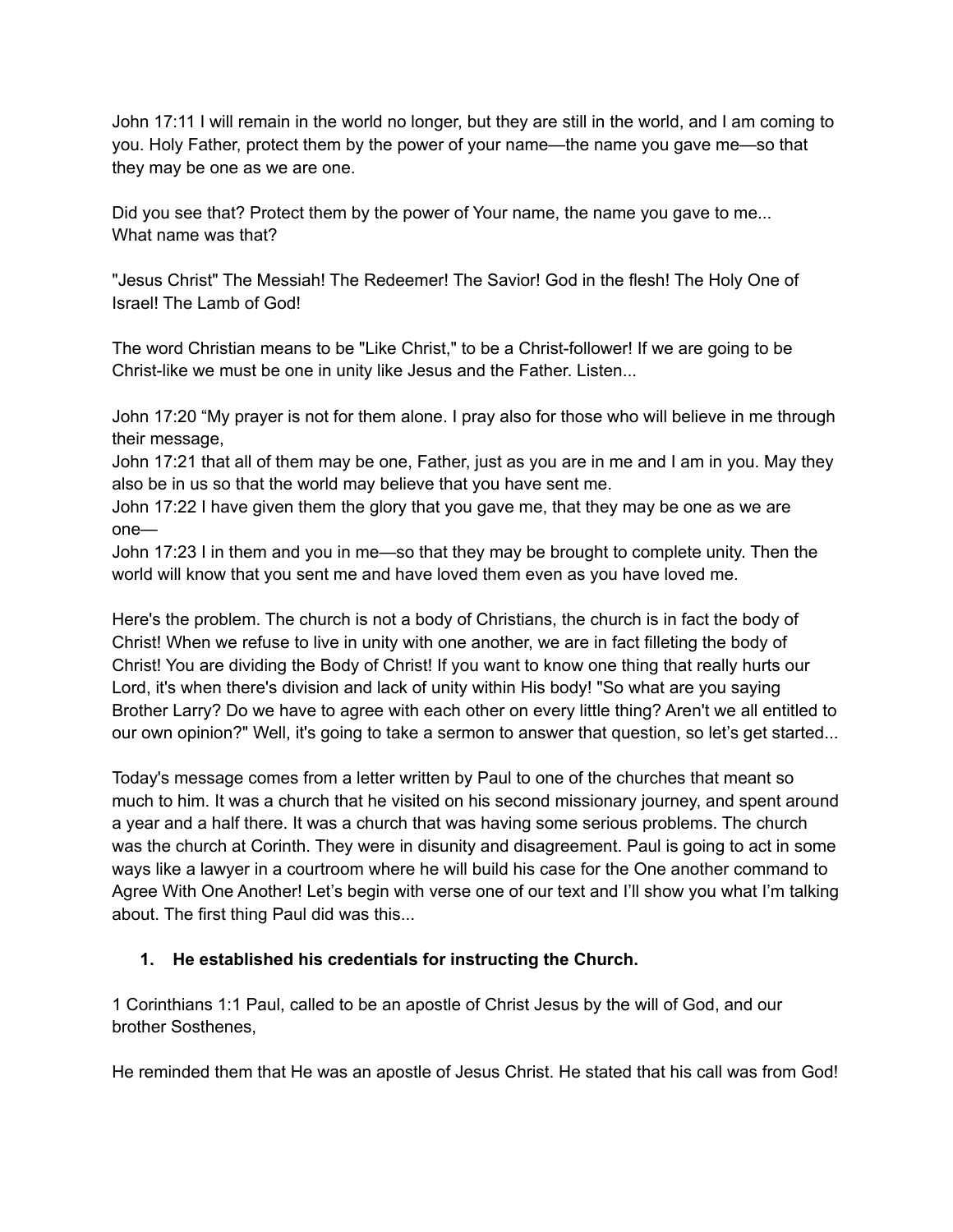John 17:11 I will remain in the world no longer, but they are still in the world, and I am coming to you. Holy Father, protect them by the power of your name—the name you gave me—so that they may be one as we are one.

Did you see that? Protect them by the power of Your name, the name you gave to me...
What name was that?

"Jesus Christ" The Messiah! The Redeemer! The Savior! God in the flesh! The Holy One of Israel! The Lamb of God!

The word Christian means to be "Like Christ," to be a Christ-follower! If we are going to be Christ-like we must be one in unity like Jesus and the Father. Listen...

John 17:20 "My prayer is not for them alone. I pray also for those who will believe in me through their message,
John 17:21 that all of them may be one, Father, just as you are in me and I am in you. May they also be in us so that the world may believe that you have sent me.
John 17:22 I have given them the glory that you gave me, that they may be one as we are one—
John 17:23 I in them and you in me—so that they may be brought to complete unity. Then the world will know that you sent me and have loved them even as you have loved me.

Here's the problem. The church is not a body of Christians, the church is in fact the body of Christ! When we refuse to live in unity with one another, we are in fact filleting the body of Christ! You are dividing the Body of Christ! If you want to know one thing that really hurts our Lord, it's when there's division and lack of unity within His body! "So what are you saying Brother Larry? Do we have to agree with each other on every little thing? Aren't we all entitled to our own opinion?" Well, it's going to take a sermon to answer that question, so let's get started...

Today's message comes from a letter written by Paul to one of the churches that meant so much to him. It was a church that he visited on his second missionary journey, and spent around a year and a half there. It was a church that was having some serious problems. The church was the church at Corinth. They were in disunity and disagreement. Paul is going to act in some ways like a lawyer in a courtroom where he will build his case for the One another command to Agree With One Another! Let's begin with verse one of our text and I'll show you what I'm talking about. The first thing Paul did was this...

1. **He established his credentials for instructing the Church.**

1 Corinthians 1:1 Paul, called to be an apostle of Christ Jesus by the will of God, and our brother Sosthenes,

He reminded them that He was an apostle of Jesus Christ. He stated that his call was from God!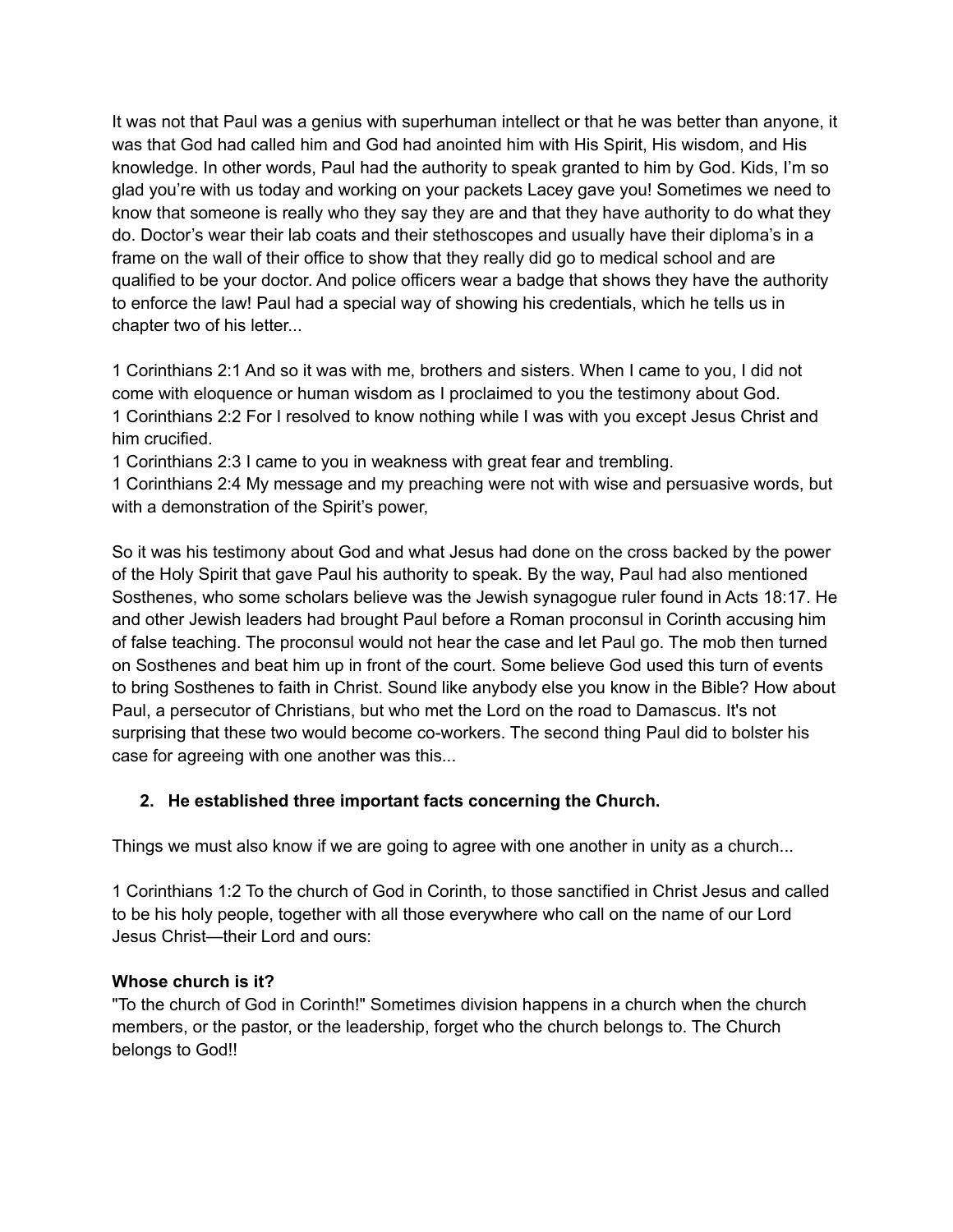It was not that Paul was a genius with superhuman intellect or that he was better than anyone, it was that God had called him and God had anointed him with His Spirit, His wisdom, and His knowledge. In other words, Paul had the authority to speak granted to him by God. Kids, I'm so glad you're with us today and working on your packets Lacey gave you! Sometimes we need to know that someone is really who they say they are and that they have authority to do what they do. Doctor's wear their lab coats and their stethoscopes and usually have their diploma's in a frame on the wall of their office to show that they really did go to medical school and are qualified to be your doctor. And police officers wear a badge that shows they have the authority to enforce the law! Paul had a special way of showing his credentials, which he tells us in chapter two of his letter...

1 Corinthians 2:1 And so it was with me, brothers and sisters. When I came to you, I did not come with eloquence or human wisdom as I proclaimed to you the testimony about God.
1 Corinthians 2:2 For I resolved to know nothing while I was with you except Jesus Christ and him crucified.
1 Corinthians 2:3 I came to you in weakness with great fear and trembling.
1 Corinthians 2:4 My message and my preaching were not with wise and persuasive words, but with a demonstration of the Spirit's power,

So it was his testimony about God and what Jesus had done on the cross backed by the power of the Holy Spirit that gave Paul his authority to speak. By the way, Paul had also mentioned Sosthenes, who some scholars believe was the Jewish synagogue ruler found in Acts 18:17. He and other Jewish leaders had brought Paul before a Roman proconsul in Corinth accusing him of false teaching. The proconsul would not hear the case and let Paul go. The mob then turned on Sosthenes and beat him up in front of the court. Some believe God used this turn of events to bring Sosthenes to faith in Christ. Sound like anybody else you know in the Bible? How about Paul, a persecutor of Christians, but who met the Lord on the road to Damascus. It's not surprising that these two would become co-workers. The second thing Paul did to bolster his case for agreeing with one another was this...

2. **He established three important facts concerning the Church.**

Things we must also know if we are going to agree with one another in unity as a church...

1 Corinthians 1:2 To the church of God in Corinth, to those sanctified in Christ Jesus and called to be his holy people, together with all those everywhere who call on the name of our Lord Jesus Christ—their Lord and ours:

**Whose church is it?**
"To the church of God in Corinth!" Sometimes division happens in a church when the church members, or the pastor, or the leadership, forget who the church belongs to. The Church belongs to God!!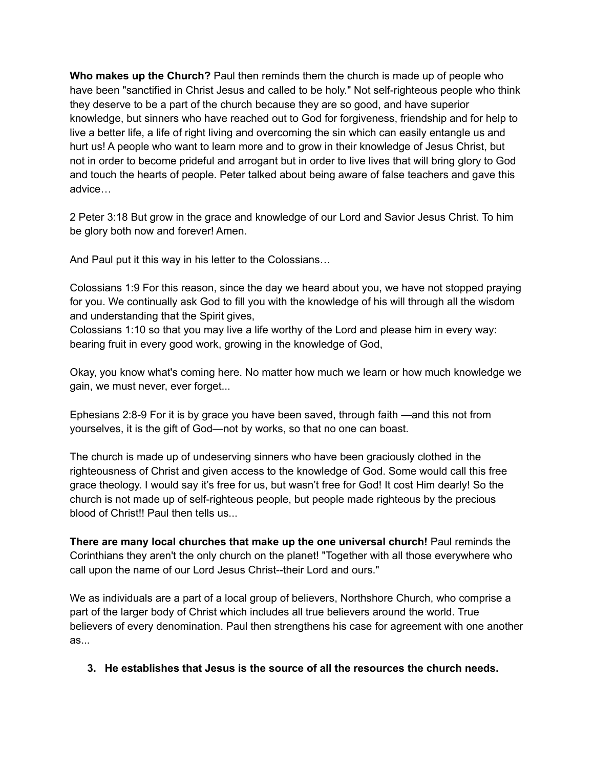**Who makes up the Church?** Paul then reminds them the church is made up of people who have been "sanctified in Christ Jesus and called to be holy." Not self-righteous people who think they deserve to be a part of the church because they are so good, and have superior knowledge, but sinners who have reached out to God for forgiveness, friendship and for help to live a better life, a life of right living and overcoming the sin which can easily entangle us and hurt us! A people who want to learn more and to grow in their knowledge of Jesus Christ, but not in order to become prideful and arrogant but in order to live lives that will bring glory to God and touch the hearts of people. Peter talked about being aware of false teachers and gave this advice…

2 Peter 3:18 But grow in the grace and knowledge of our Lord and Savior Jesus Christ. To him be glory both now and forever! Amen.

And Paul put it this way in his letter to the Colossians…

Colossians 1:9 For this reason, since the day we heard about you, we have not stopped praying for you. We continually ask God to fill you with the knowledge of his will through all the wisdom and understanding that the Spirit gives,
Colossians 1:10 so that you may live a life worthy of the Lord and please him in every way: bearing fruit in every good work, growing in the knowledge of God,

Okay, you know what's coming here. No matter how much we learn or how much knowledge we gain, we must never, ever forget...

Ephesians 2:8-9 For it is by grace you have been saved, through faith —and this not from yourselves, it is the gift of God—not by works, so that no one can boast.

The church is made up of undeserving sinners who have been graciously clothed in the righteousness of Christ and given access to the knowledge of God. Some would call this free grace theology. I would say it's free for us, but wasn't free for God! It cost Him dearly! So the church is not made up of self-righteous people, but people made righteous by the precious blood of Christ!! Paul then tells us...

**There are many local churches that make up the one universal church!** Paul reminds the Corinthians they aren't the only church on the planet! "Together with all those everywhere who call upon the name of our Lord Jesus Christ--their Lord and ours."

We as individuals are a part of a local group of believers, Northshore Church, who comprise a part of the larger body of Christ which includes all true believers around the world. True believers of every denomination. Paul then strengthens his case for agreement with one another as...

3. **He establishes that Jesus is the source of all the resources the church needs.**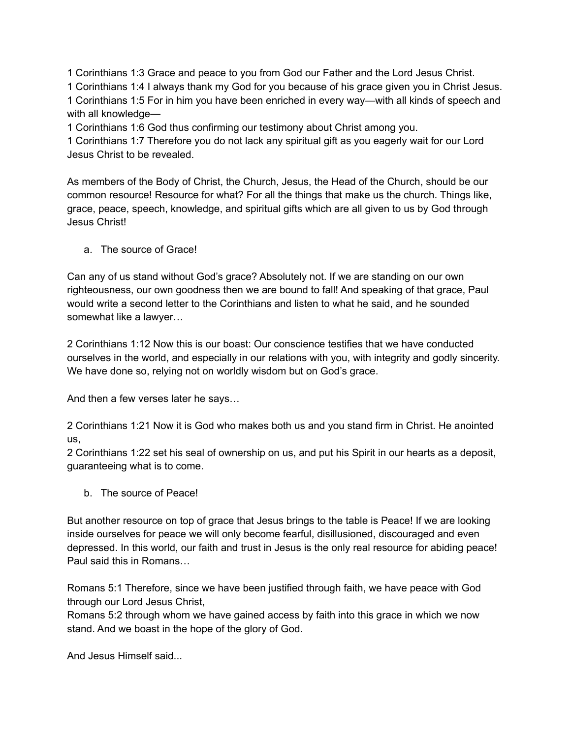1 Corinthians 1:3 Grace and peace to you from God our Father and the Lord Jesus Christ.
1 Corinthians 1:4 I always thank my God for you because of his grace given you in Christ Jesus.
1 Corinthians 1:5 For in him you have been enriched in every way—with all kinds of speech and with all knowledge—
1 Corinthians 1:6 God thus confirming our testimony about Christ among you.
1 Corinthians 1:7 Therefore you do not lack any spiritual gift as you eagerly wait for our Lord Jesus Christ to be revealed.

As members of the Body of Christ, the Church, Jesus, the Head of the Church, should be our common resource! Resource for what? For all the things that make us the church. Things like, grace, peace, speech, knowledge, and spiritual gifts which are all given to us by God through Jesus Christ!

a. The source of Grace!

Can any of us stand without God's grace? Absolutely not. If we are standing on our own righteousness, our own goodness then we are bound to fall! And speaking of that grace, Paul would write a second letter to the Corinthians and listen to what he said, and he sounded somewhat like a lawyer…

2 Corinthians 1:12 Now this is our boast: Our conscience testifies that we have conducted ourselves in the world, and especially in our relations with you, with integrity and godly sincerity. We have done so, relying not on worldly wisdom but on God's grace.

And then a few verses later he says…

2 Corinthians 1:21 Now it is God who makes both us and you stand firm in Christ. He anointed us,
2 Corinthians 1:22 set his seal of ownership on us, and put his Spirit in our hearts as a deposit, guaranteeing what is to come.

b. The source of Peace!

But another resource on top of grace that Jesus brings to the table is Peace! If we are looking inside ourselves for peace we will only become fearful, disillusioned, discouraged and even depressed. In this world, our faith and trust in Jesus is the only real resource for abiding peace! Paul said this in Romans…

Romans 5:1 Therefore, since we have been justified through faith, we have peace with God through our Lord Jesus Christ,
Romans 5:2 through whom we have gained access by faith into this grace in which we now stand. And we boast in the hope of the glory of God.

And Jesus Himself said...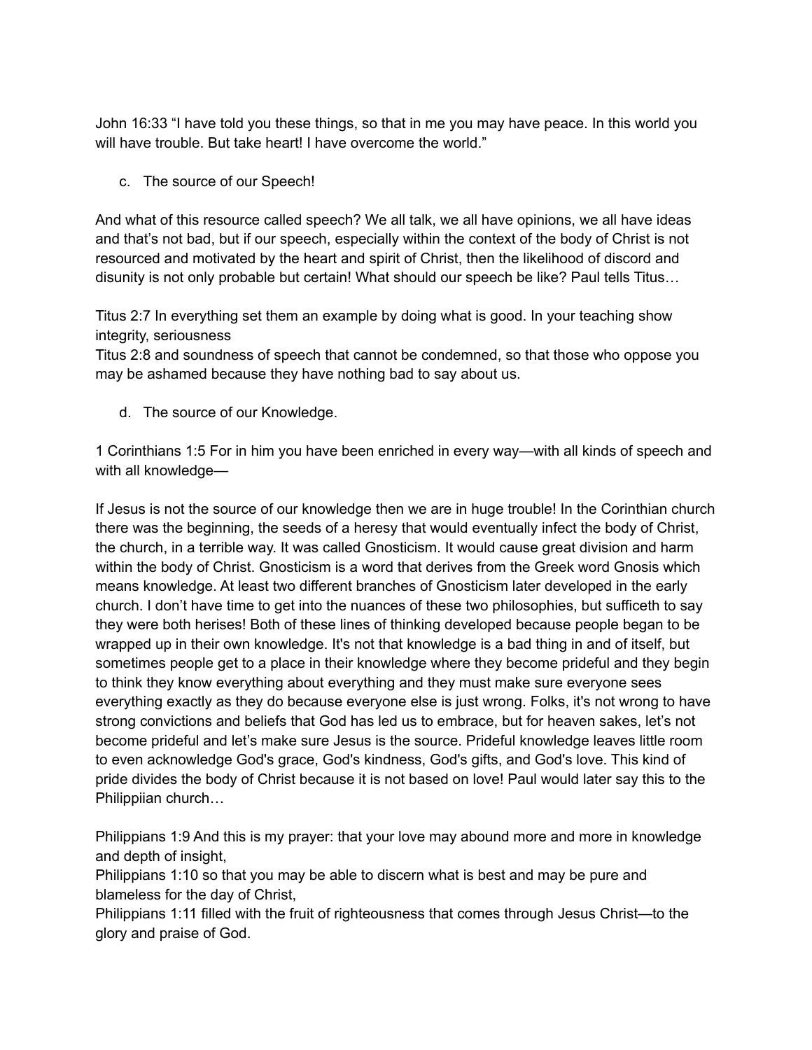John 16:33 “I have told you these things, so that in me you may have peace. In this world you will have trouble. But take heart! I have overcome the world.”

c. The source of our Speech!

And what of this resource called speech? We all talk, we all have opinions, we all have ideas and that’s not bad, but if our speech, especially within the context of the body of Christ is not resourced and motivated by the heart and spirit of Christ, then the likelihood of discord and disunity is not only probable but certain! What should our speech be like? Paul tells Titus…

Titus 2:7 In everything set them an example by doing what is good. In your teaching show integrity, seriousness
Titus 2:8 and soundness of speech that cannot be condemned, so that those who oppose you may be ashamed because they have nothing bad to say about us.

d. The source of our Knowledge.

1 Corinthians 1:5 For in him you have been enriched in every way—with all kinds of speech and with all knowledge—

If Jesus is not the source of our knowledge then we are in huge trouble! In the Corinthian church there was the beginning, the seeds of a heresy that would eventually infect the body of Christ, the church, in a terrible way. It was called Gnosticism. It would cause great division and harm within the body of Christ. Gnosticism is a word that derives from the Greek word Gnosis which means knowledge. At least two different branches of Gnosticism later developed in the early church. I don’t have time to get into the nuances of these two philosophies, but sufficeth to say they were both herises! Both of these lines of thinking developed because people began to be wrapped up in their own knowledge. It's not that knowledge is a bad thing in and of itself, but sometimes people get to a place in their knowledge where they become prideful and they begin to think they know everything about everything and they must make sure everyone sees everything exactly as they do because everyone else is just wrong. Folks, it's not wrong to have strong convictions and beliefs that God has led us to embrace, but for heaven sakes, let’s not become prideful and let’s make sure Jesus is the source. Prideful knowledge leaves little room to even acknowledge God's grace, God's kindness, God's gifts, and God's love. This kind of pride divides the body of Christ because it is not based on love! Paul would later say this to the Philippiian church…

Philippians 1:9 And this is my prayer: that your love may abound more and more in knowledge and depth of insight,
Philippians 1:10 so that you may be able to discern what is best and may be pure and blameless for the day of Christ,
Philippians 1:11 filled with the fruit of righteousness that comes through Jesus Christ—to the glory and praise of God.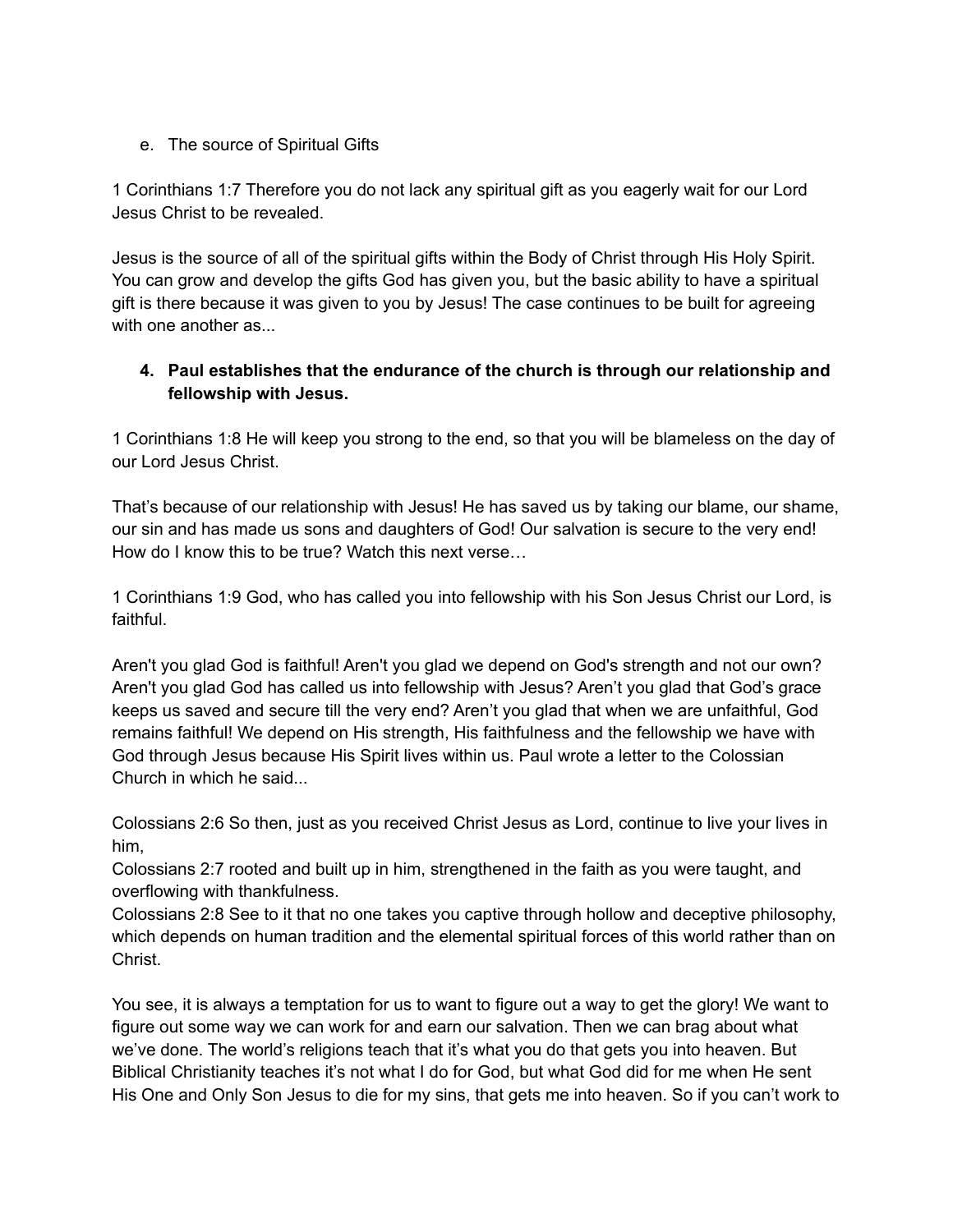e. The source of Spiritual Gifts

1 Corinthians 1:7 Therefore you do not lack any spiritual gift as you eagerly wait for our Lord Jesus Christ to be revealed.

Jesus is the source of all of the spiritual gifts within the Body of Christ through His Holy Spirit. You can grow and develop the gifts God has given you, but the basic ability to have a spiritual gift is there because it was given to you by Jesus! The case continues to be built for agreeing with one another as...

4. **Paul establishes that the endurance of the church is through our relationship and fellowship with Jesus.**

1 Corinthians 1:8 He will keep you strong to the end, so that you will be blameless on the day of our Lord Jesus Christ.

That's because of our relationship with Jesus! He has saved us by taking our blame, our shame, our sin and has made us sons and daughters of God! Our salvation is secure to the very end! How do I know this to be true? Watch this next verse…

1 Corinthians 1:9 God, who has called you into fellowship with his Son Jesus Christ our Lord, is faithful.

Aren't you glad God is faithful! Aren't you glad we depend on God's strength and not our own? Aren't you glad God has called us into fellowship with Jesus? Aren't you glad that God's grace keeps us saved and secure till the very end? Aren't you glad that when we are unfaithful, God remains faithful! We depend on His strength, His faithfulness and the fellowship we have with God through Jesus because His Spirit lives within us. Paul wrote a letter to the Colossian Church in which he said...

Colossians 2:6 So then, just as you received Christ Jesus as Lord, continue to live your lives in him,
Colossians 2:7 rooted and built up in him, strengthened in the faith as you were taught, and overflowing with thankfulness.
Colossians 2:8 See to it that no one takes you captive through hollow and deceptive philosophy, which depends on human tradition and the elemental spiritual forces of this world rather than on Christ.

You see, it is always a temptation for us to want to figure out a way to get the glory! We want to figure out some way we can work for and earn our salvation. Then we can brag about what we've done. The world's religions teach that it's what you do that gets you into heaven. But Biblical Christianity teaches it's not what I do for God, but what God did for me when He sent His One and Only Son Jesus to die for my sins, that gets me into heaven. So if you can't work to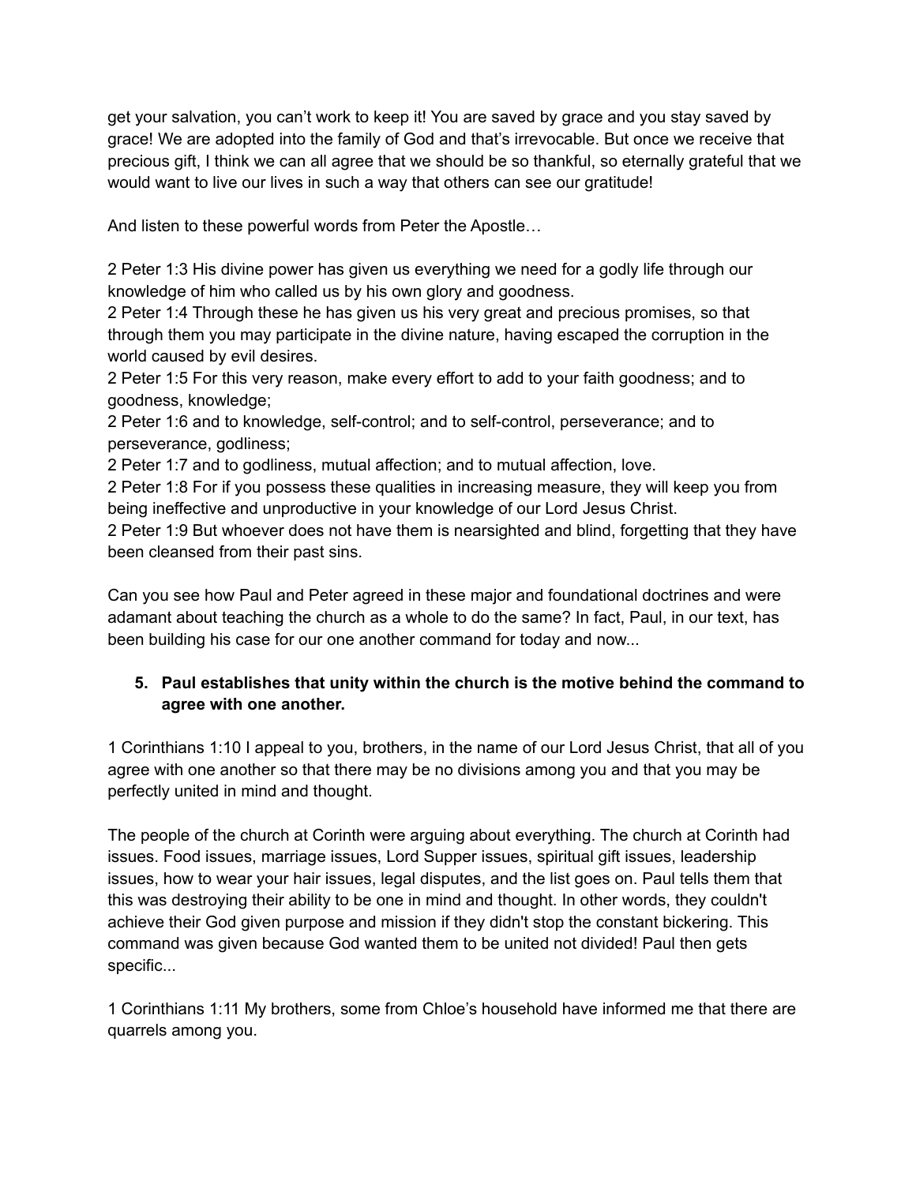get your salvation, you can't work to keep it! You are saved by grace and you stay saved by grace! We are adopted into the family of God and that's irrevocable. But once we receive that precious gift, I think we can all agree that we should be so thankful, so eternally grateful that we would want to live our lives in such a way that others can see our gratitude!

And listen to these powerful words from Peter the Apostle…

2 Peter 1:3 His divine power has given us everything we need for a godly life through our knowledge of him who called us by his own glory and goodness.
2 Peter 1:4 Through these he has given us his very great and precious promises, so that through them you may participate in the divine nature, having escaped the corruption in the world caused by evil desires.
2 Peter 1:5 For this very reason, make every effort to add to your faith goodness; and to goodness, knowledge;
2 Peter 1:6 and to knowledge, self-control; and to self-control, perseverance; and to perseverance, godliness;
2 Peter 1:7 and to godliness, mutual affection; and to mutual affection, love.
2 Peter 1:8 For if you possess these qualities in increasing measure, they will keep you from being ineffective and unproductive in your knowledge of our Lord Jesus Christ.
2 Peter 1:9 But whoever does not have them is nearsighted and blind, forgetting that they have been cleansed from their past sins.

Can you see how Paul and Peter agreed in these major and foundational doctrines and were adamant about teaching the church as a whole to do the same? In fact, Paul, in our text, has been building his case for our one another command for today and now...

5. **Paul establishes that unity within the church is the motive behind the command to agree with one another.**

1 Corinthians 1:10 I appeal to you, brothers, in the name of our Lord Jesus Christ, that all of you agree with one another so that there may be no divisions among you and that you may be perfectly united in mind and thought.

The people of the church at Corinth were arguing about everything. The church at Corinth had issues. Food issues, marriage issues, Lord Supper issues, spiritual gift issues, leadership issues, how to wear your hair issues, legal disputes, and the list goes on. Paul tells them that this was destroying their ability to be one in mind and thought. In other words, they couldn't achieve their God given purpose and mission if they didn't stop the constant bickering. This command was given because God wanted them to be united not divided! Paul then gets specific...

1 Corinthians 1:11 My brothers, some from Chloe's household have informed me that there are quarrels among you.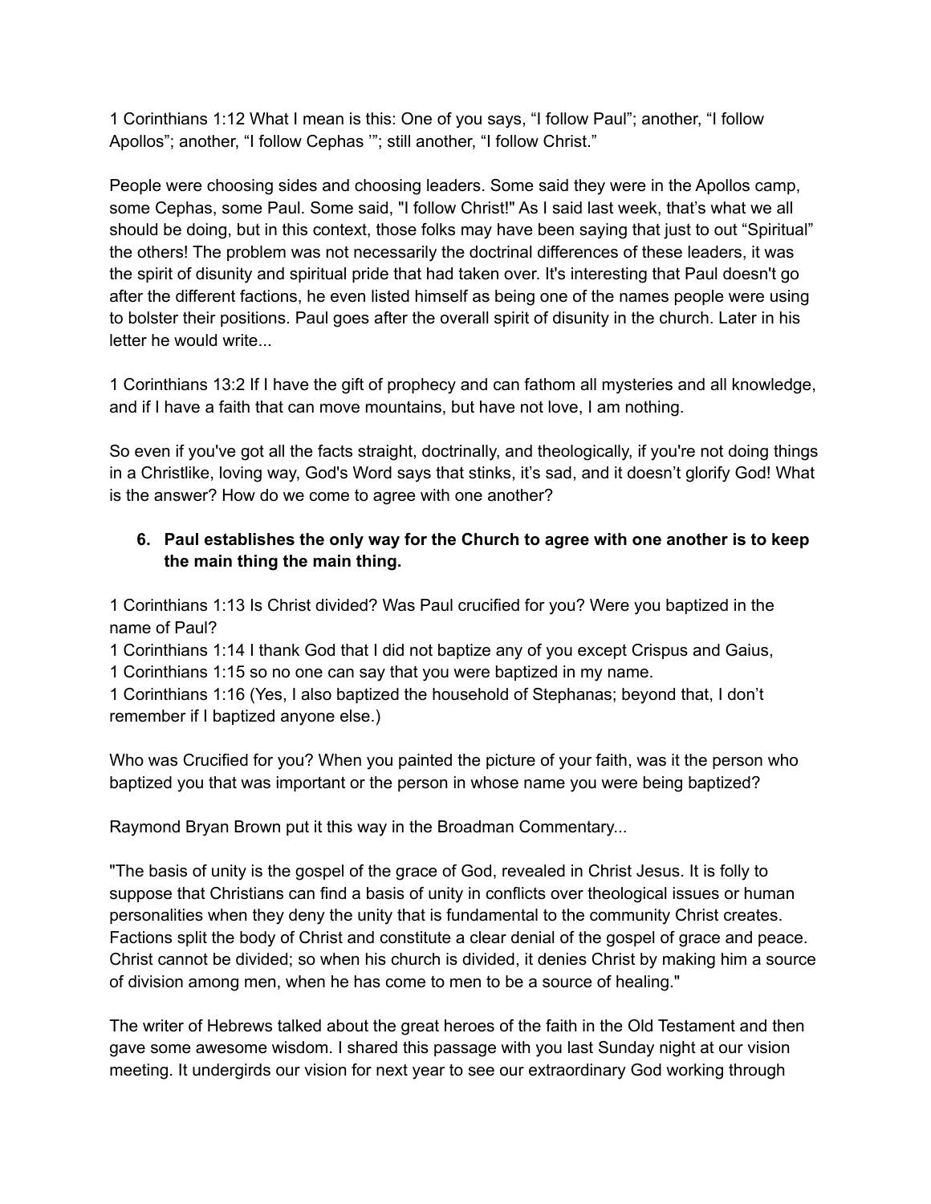1 Corinthians 1:12 What I mean is this: One of you says, “I follow Paul”; another, “I follow Apollos”; another, “I follow Cephas ’”; still another, “I follow Christ.”

People were choosing sides and choosing leaders. Some said they were in the Apollos camp, some Cephas, some Paul. Some said, "I follow Christ!" As I said last week, that’s what we all should be doing, but in this context, those folks may have been saying that just to out “Spiritual” the others! The problem was not necessarily the doctrinal differences of these leaders, it was the spirit of disunity and spiritual pride that had taken over. It's interesting that Paul doesn't go after the different factions, he even listed himself as being one of the names people were using to bolster their positions. Paul goes after the overall spirit of disunity in the church. Later in his letter he would write...

1 Corinthians 13:2 If I have the gift of prophecy and can fathom all mysteries and all knowledge, and if I have a faith that can move mountains, but have not love, I am nothing.

So even if you've got all the facts straight, doctrinally, and theologically, if you're not doing things in a Christlike, loving way, God's Word says that stinks, it’s sad, and it doesn’t glorify God! What is the answer? How do we come to agree with one another?

6. **Paul establishes the only way for the Church to agree with one another is to keep the main thing the main thing.**

1 Corinthians 1:13 Is Christ divided? Was Paul crucified for you? Were you baptized in the name of Paul?
1 Corinthians 1:14 I thank God that I did not baptize any of you except Crispus and Gaius,
1 Corinthians 1:15 so no one can say that you were baptized in my name.
1 Corinthians 1:16 (Yes, I also baptized the household of Stephanas; beyond that, I don’t remember if I baptized anyone else.)

Who was Crucified for you? When you painted the picture of your faith, was it the person who baptized you that was important or the person in whose name you were being baptized?

Raymond Bryan Brown put it this way in the Broadman Commentary...

"The basis of unity is the gospel of the grace of God, revealed in Christ Jesus. It is folly to suppose that Christians can find a basis of unity in conflicts over theological issues or human personalities when they deny the unity that is fundamental to the community Christ creates. Factions split the body of Christ and constitute a clear denial of the gospel of grace and peace. Christ cannot be divided; so when his church is divided, it denies Christ by making him a source of division among men, when he has come to men to be a source of healing."

The writer of Hebrews talked about the great heroes of the faith in the Old Testament and then gave some awesome wisdom. I shared this passage with you last Sunday night at our vision meeting. It undergirds our vision for next year to see our extraordinary God working through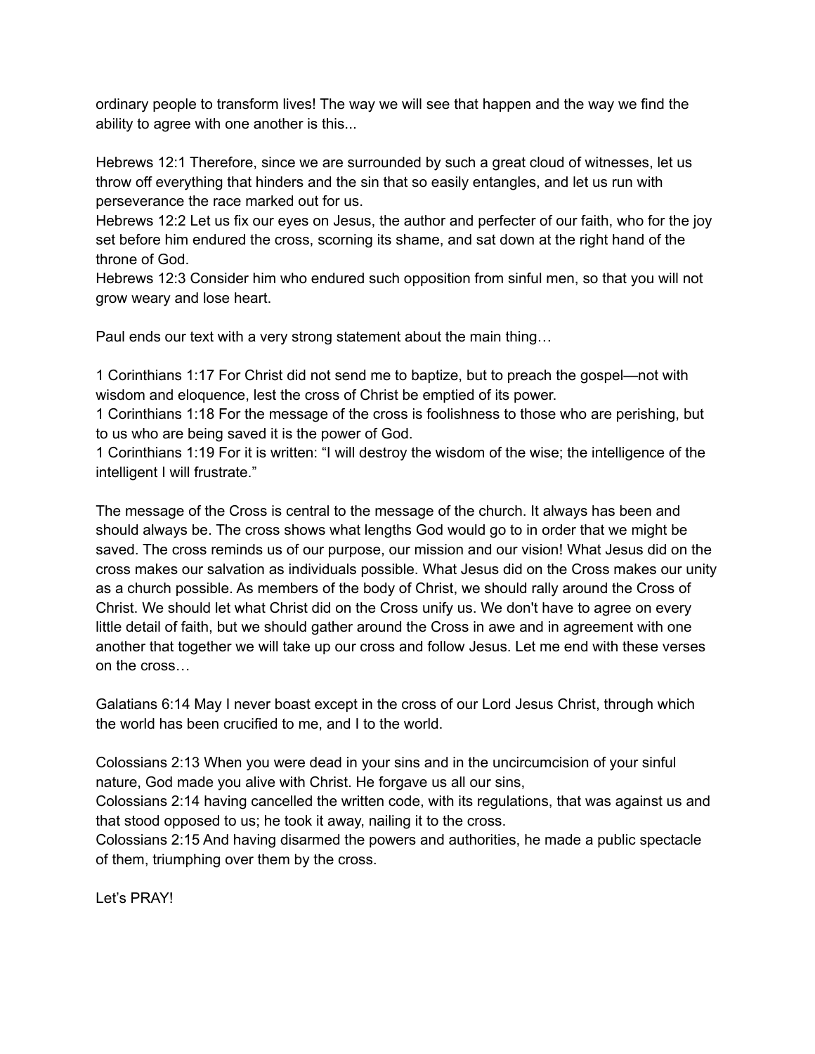ordinary people to transform lives! The way we will see that happen and the way we find the ability to agree with one another is this...

Hebrews 12:1 Therefore, since we are surrounded by such a great cloud of witnesses, let us throw off everything that hinders and the sin that so easily entangles, and let us run with perseverance the race marked out for us.
Hebrews 12:2 Let us fix our eyes on Jesus, the author and perfecter of our faith, who for the joy set before him endured the cross, scorning its shame, and sat down at the right hand of the throne of God.
Hebrews 12:3 Consider him who endured such opposition from sinful men, so that you will not grow weary and lose heart.

Paul ends our text with a very strong statement about the main thing…

1 Corinthians 1:17 For Christ did not send me to baptize, but to preach the gospel—not with wisdom and eloquence, lest the cross of Christ be emptied of its power.
1 Corinthians 1:18 For the message of the cross is foolishness to those who are perishing, but to us who are being saved it is the power of God.
1 Corinthians 1:19 For it is written: "I will destroy the wisdom of the wise; the intelligence of the intelligent I will frustrate."

The message of the Cross is central to the message of the church. It always has been and should always be. The cross shows what lengths God would go to in order that we might be saved. The cross reminds us of our purpose, our mission and our vision! What Jesus did on the cross makes our salvation as individuals possible. What Jesus did on the Cross makes our unity as a church possible. As members of the body of Christ, we should rally around the Cross of Christ. We should let what Christ did on the Cross unify us. We don't have to agree on every little detail of faith, but we should gather around the Cross in awe and in agreement with one another that together we will take up our cross and follow Jesus. Let me end with these verses on the cross…

Galatians 6:14 May I never boast except in the cross of our Lord Jesus Christ, through which the world has been crucified to me, and I to the world.

Colossians 2:13 When you were dead in your sins and in the uncircumcision of your sinful nature, God made you alive with Christ. He forgave us all our sins,
Colossians 2:14 having cancelled the written code, with its regulations, that was against us and that stood opposed to us; he took it away, nailing it to the cross.
Colossians 2:15 And having disarmed the powers and authorities, he made a public spectacle of them, triumphing over them by the cross.

Let's PRAY!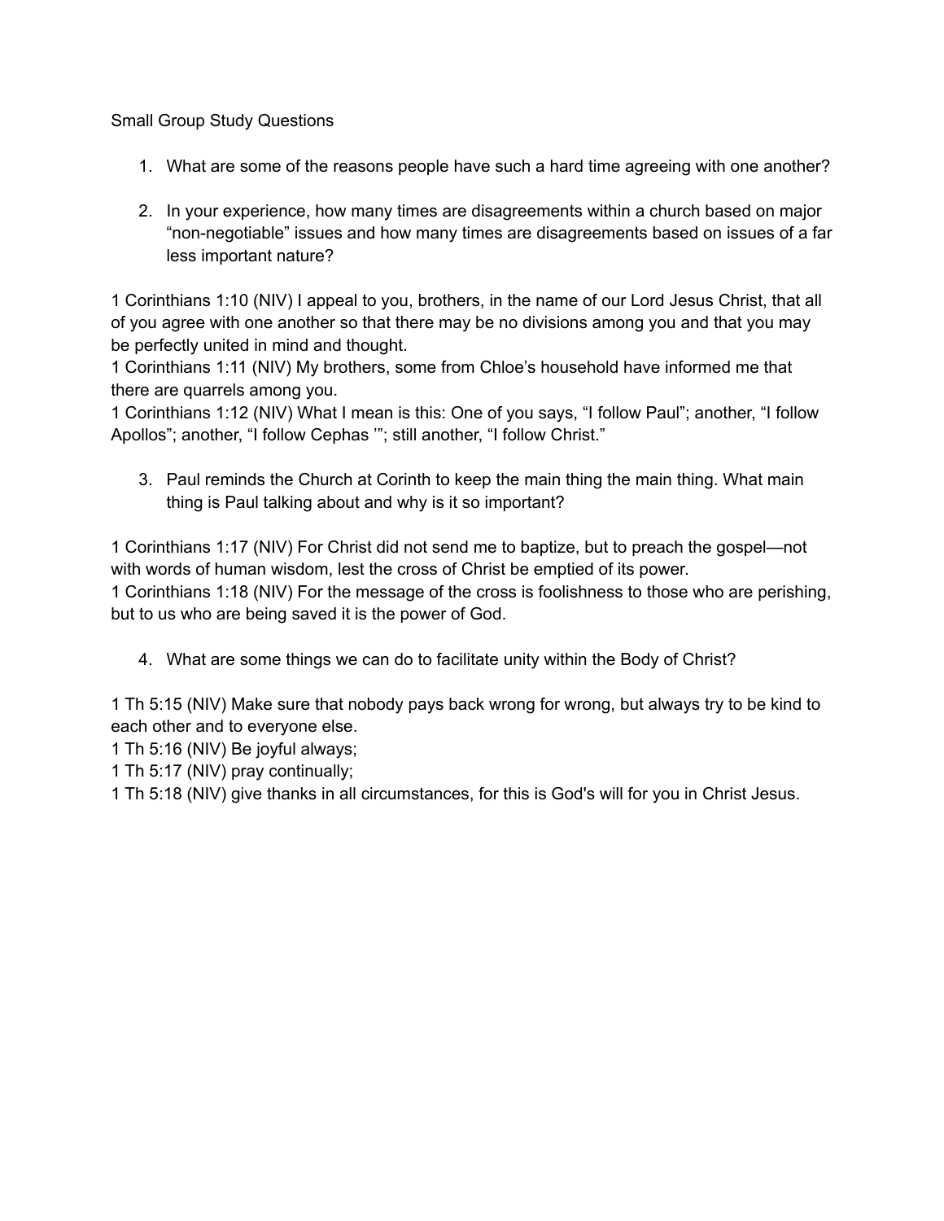Small Group Study Questions

1. What are some of the reasons people have such a hard time agreeing with one another?

2. In your experience, how many times are disagreements within a church based on major "non-negotiable" issues and how many times are disagreements based on issues of a far less important nature?

1 Corinthians 1:10 (NIV) I appeal to you, brothers, in the name of our Lord Jesus Christ, that all of you agree with one another so that there may be no divisions among you and that you may be perfectly united in mind and thought.
1 Corinthians 1:11 (NIV) My brothers, some from Chloe's household have informed me that there are quarrels among you.
1 Corinthians 1:12 (NIV) What I mean is this: One of you says, "I follow Paul"; another, "I follow Apollos"; another, "I follow Cephas '"; still another, "I follow Christ."

3. Paul reminds the Church at Corinth to keep the main thing the main thing. What main thing is Paul talking about and why is it so important?

1 Corinthians 1:17 (NIV) For Christ did not send me to baptize, but to preach the gospel—not with words of human wisdom, lest the cross of Christ be emptied of its power.
1 Corinthians 1:18 (NIV) For the message of the cross is foolishness to those who are perishing, but to us who are being saved it is the power of God.

4. What are some things we can do to facilitate unity within the Body of Christ?

1 Th 5:15 (NIV) Make sure that nobody pays back wrong for wrong, but always try to be kind to each other and to everyone else.
1 Th 5:16 (NIV) Be joyful always;
1 Th 5:17 (NIV) pray continually;
1 Th 5:18 (NIV) give thanks in all circumstances, for this is God's will for you in Christ Jesus.